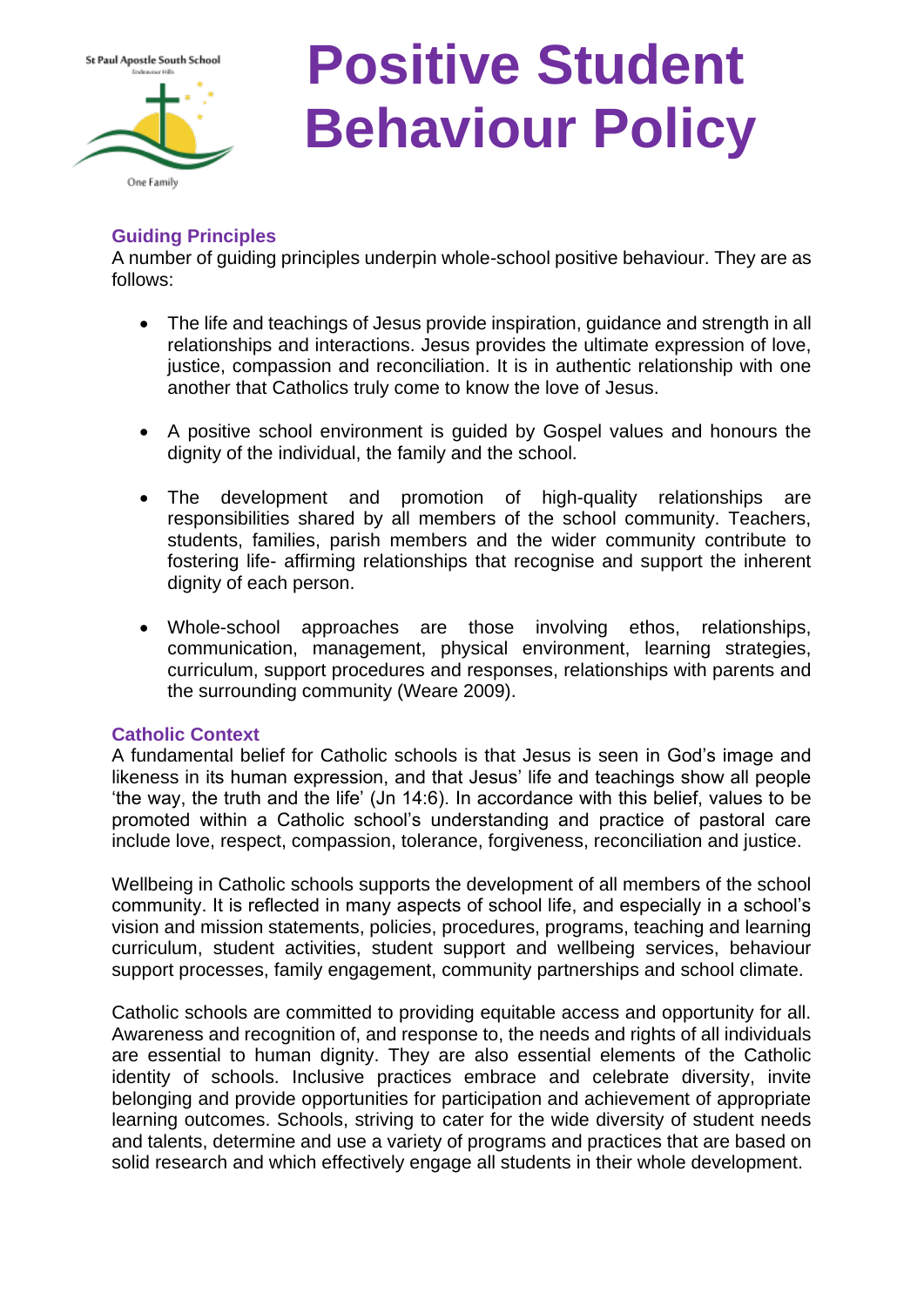# Positive Student Behaviour Policy

## Guiding Principles

A number of guiding principles underpin whole-school positive behaviour. They are as follows:

- The life and teachings of Jesus provide inspiration, guidance and strength in all relationships and interactions. Jesus provides the ultimate expression of love, justice, compassion and reconciliation. It is in authentic relationship with one another that Catholics truly come to know the love of Jesus.
- A positive school environment is guided by Gospel values and honours the dignity of the individual, the family and the school.
- The development and promotion of high-quality relationships are responsibilities shared by all members of the school community. Teachers, students, families, parish members and the wider community contribute to fostering life- affirming relationships that recognise and support the inherent dignity of each person.
- Whole-school approaches are those involving ethos, relationships, communication, management, physical environment, learning strategies, curriculum, support procedures and responses, relationships with parents and the surrounding community (Weare 2009).

## Catholic Context

A fundamental belief for Catholic schools is that Jesus is seen in God's image and likeness in its human expression, and that Jesus' life and teachings show all people 'the way, the truth and the life' (Jn 14:6). In accordance with this belief, values to be promoted within a Catholic school's understanding and practice of pastoral care include love, respect, compassion, tolerance, forgiveness, reconciliation and justice.

Wellbeing in Catholic schools supports the development of all members of the school community. It is reflected in many aspects of school life, and especially in a school's vision and mission statements, policies, procedures, programs, teaching and learning curriculum, student activities, student support and wellbeing services, behaviour support processes, family engagement, community partnerships and school climate.

Catholic schools are committed to providing equitable access and opportunity for all. Awareness and recognition of, and response to, the needs and rights of all individuals are essential to human dignity. They are also essential elements of the Catholic identity of schools. Inclusive practices embrace and celebrate diversity, invite belonging and provide opportunities for participation and achievement of appropriate learning outcomes. Schools, striving to cater for the wide diversity of student needs and talents, determine and use a variety of programs and practices that are based on solid research and which effectively engage all students in their whole development.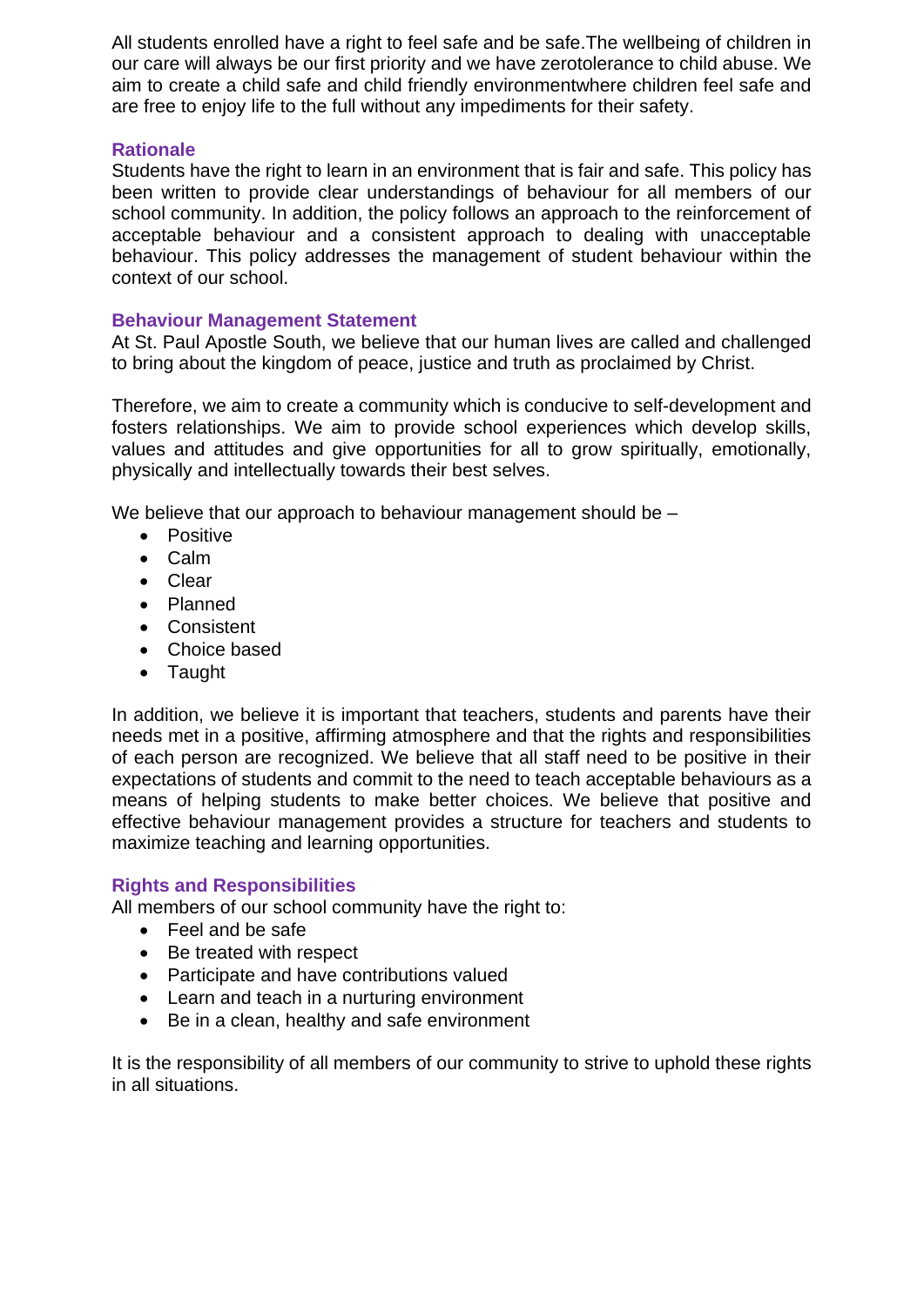All students enrolled have a right to feel safe and be safe.The wellbeing of children in our care will always be our first priority and we have zerotolerance to child abuse. We aim to create a child safe and child friendly environmentwhere children feel safe and are free to enjoy life to the full without any impediments for their safety.

## Rationale

Students have the right to learn in an environment that is fair and safe. This policy has been written to provide clear understandings of behaviour for all members of our school community. In addition, the policy follows an approach to the reinforcement of acceptable behaviour and a consistent approach to dealing with unacceptable behaviour. This policy addresses the management of student behaviour within the context of our school.

## Behaviour Management Statement

At St. Paul Apostle South, we believe that our human lives are called and challenged to bring about the kingdom of peace, justice and truth as proclaimed by Christ.

Therefore, we aim to create a community which is conducive to self-development and fosters relationships. We aim to provide school experiences which develop skills, values and attitudes and give opportunities for all to grow spiritually, emotionally, physically and intellectually towards their best selves.

We believe that our approach to behaviour management should be –

- Positive
- Calm
- Clear
- Planned
- Consistent
- Choice based
- Taught

In addition, we believe it is important that teachers, students and parents have their needs met in a positive, affirming atmosphere and that the rights and responsibilities of each person are recognized. We believe that all staff need to be positive in their expectations of students and commit to the need to teach acceptable behaviours as a means of helping students to make better choices. We believe that positive and effective behaviour management provides a structure for teachers and students to maximize teaching and learning opportunities.

## Rights and Responsibilities

All members of our school community have the right to:

- Feel and be safe
- Be treated with respect
- Participate and have contributions valued
- Learn and teach in a nurturing environment
- Be in a clean, healthy and safe environment

It is the responsibility of all members of our community to strive to uphold these rights in all situations.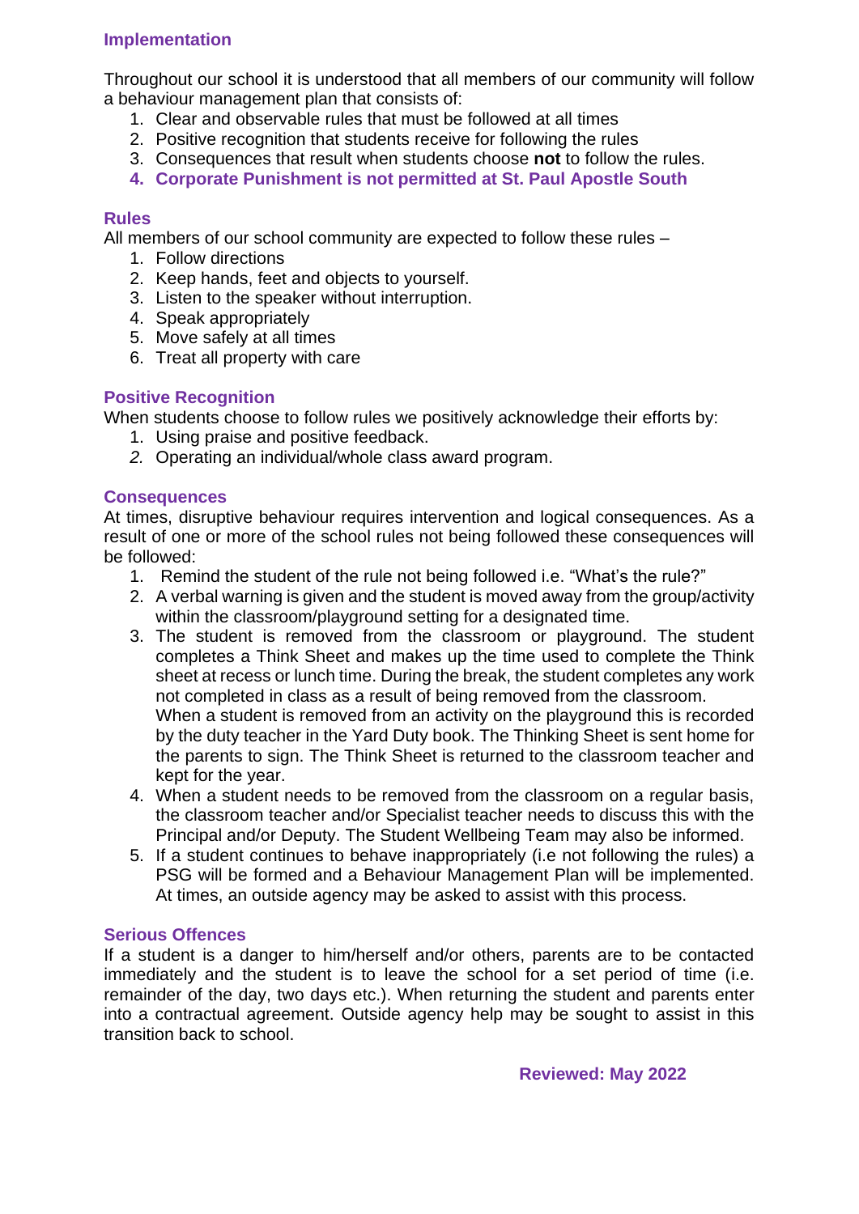## Implementation

Throughout our school it is understood that all members of our community will follow a behaviour management plan that consists of:

1. Clear and observable rules that must be followed at all times
2. Positive recognition that students receive for following the rules
3. Consequences that result when students choose **not** to follow the rules.
4. **Corporate Punishment is not permitted at St. Paul Apostle South**

## Rules

All members of our school community are expected to follow these rules –

1. Follow directions
2. Keep hands, feet and objects to yourself.
3. Listen to the speaker without interruption.
4. Speak appropriately
5. Move safely at all times
6. Treat all property with care

## Positive Recognition

When students choose to follow rules we positively acknowledge their efforts by:

1. Using praise and positive feedback.
2. Operating an individual/whole class award program.

## Consequences

At times, disruptive behaviour requires intervention and logical consequences. As a result of one or more of the school rules not being followed these consequences will be followed:

1. Remind the student of the rule not being followed i.e. "What's the rule?"
2. A verbal warning is given and the student is moved away from the group/activity within the classroom/playground setting for a designated time.
3. The student is removed from the classroom or playground. The student completes a Think Sheet and makes up the time used to complete the Think sheet at recess or lunch time. During the break, the student completes any work not completed in class as a result of being removed from the classroom. When a student is removed from an activity on the playground this is recorded by the duty teacher in the Yard Duty book. The Thinking Sheet is sent home for the parents to sign. The Think Sheet is returned to the classroom teacher and kept for the year.
4. When a student needs to be removed from the classroom on a regular basis, the classroom teacher and/or Specialist teacher needs to discuss this with the Principal and/or Deputy. The Student Wellbeing Team may also be informed.
5. If a student continues to behave inappropriately (i.e not following the rules) a PSG will be formed and a Behaviour Management Plan will be implemented. At times, an outside agency may be asked to assist with this process.

## Serious Offences

If a student is a danger to him/herself and/or others, parents are to be contacted immediately and the student is to leave the school for a set period of time (i.e. remainder of the day, two days etc.). When returning the student and parents enter into a contractual agreement. Outside agency help may be sought to assist in this transition back to school.

**Reviewed: May 2022**